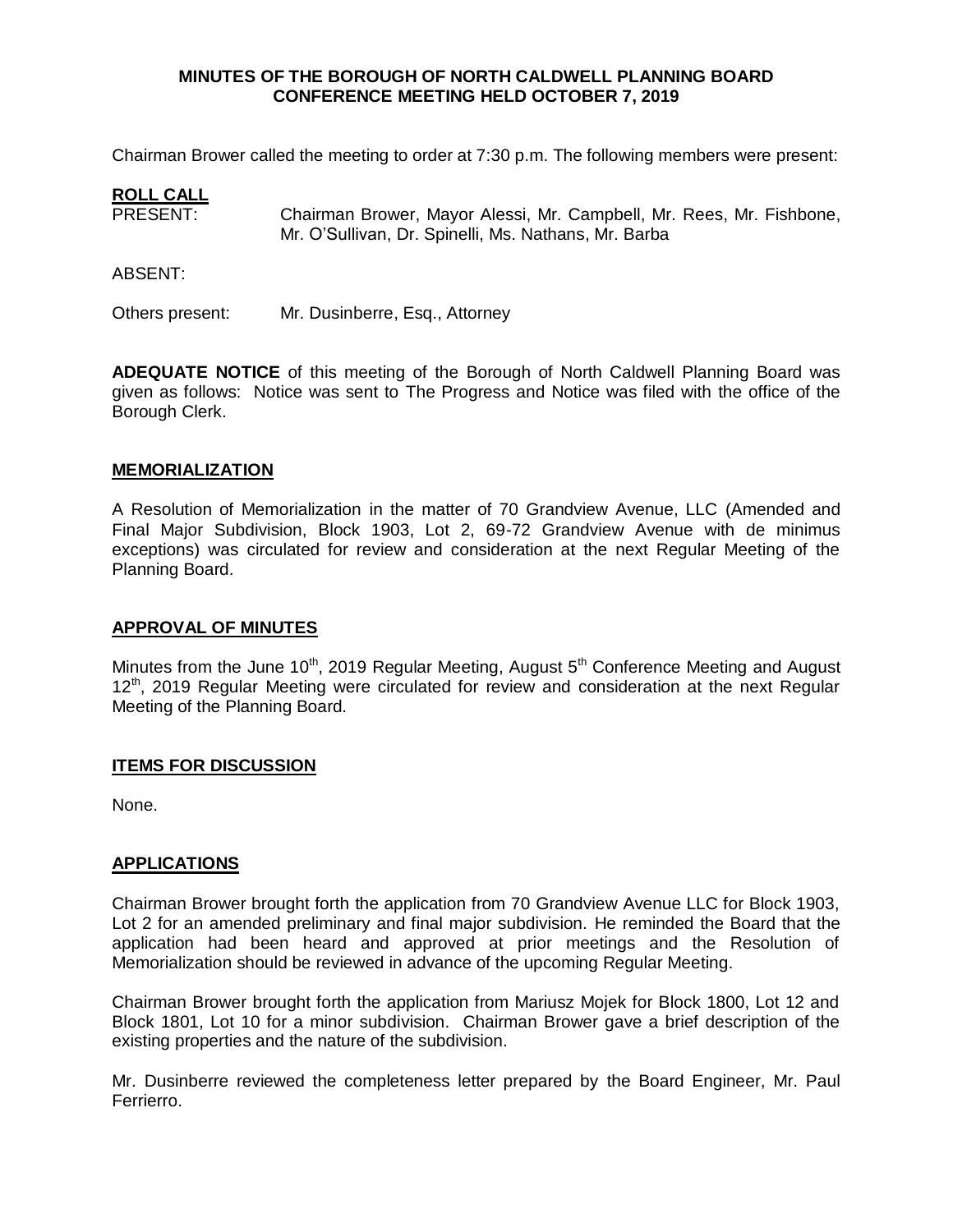**MINUTES OF THE BOROUGH OF NORTH CALDWELL PLANNING BOARD CONFERENCE MEETING HELD OCTOBER 7, 2019**

Chairman Brower called the meeting to order at 7:30 p.m. The following members were present:

**ROLL CALL**

PRESENT: Chairman Brower, Mayor Alessi, Mr. Campbell, Mr. Rees, Mr. Fishbone, Mr. O'Sullivan, Dr. Spinelli, Ms. Nathans, Mr. Barba

ABSENT:

Others present: Mr. Dusinberre, Esq., Attorney

**ADEQUATE NOTICE** of this meeting of the Borough of North Caldwell Planning Board was given as follows: Notice was sent to The Progress and Notice was filed with the office of the Borough Clerk.

**MEMORIALIZATION**

A Resolution of Memorialization in the matter of 70 Grandview Avenue, LLC (Amended and Final Major Subdivision, Block 1903, Lot 2, 69-72 Grandview Avenue with de minimus exceptions) was circulated for review and consideration at the next Regular Meeting of the Planning Board.

**APPROVAL OF MINUTES**

Minutes from the June 10th, 2019 Regular Meeting, August 5th Conference Meeting and August 12th, 2019 Regular Meeting were circulated for review and consideration at the next Regular Meeting of the Planning Board.

**ITEMS FOR DISCUSSION**

None.

**APPLICATIONS**

Chairman Brower brought forth the application from 70 Grandview Avenue LLC for Block 1903, Lot 2 for an amended preliminary and final major subdivision. He reminded the Board that the application had been heard and approved at prior meetings and the Resolution of Memorialization should be reviewed in advance of the upcoming Regular Meeting.

Chairman Brower brought forth the application from Mariusz Mojek for Block 1800, Lot 12 and Block 1801, Lot 10 for a minor subdivision. Chairman Brower gave a brief description of the existing properties and the nature of the subdivision.

Mr. Dusinberre reviewed the completeness letter prepared by the Board Engineer, Mr. Paul Ferrierro.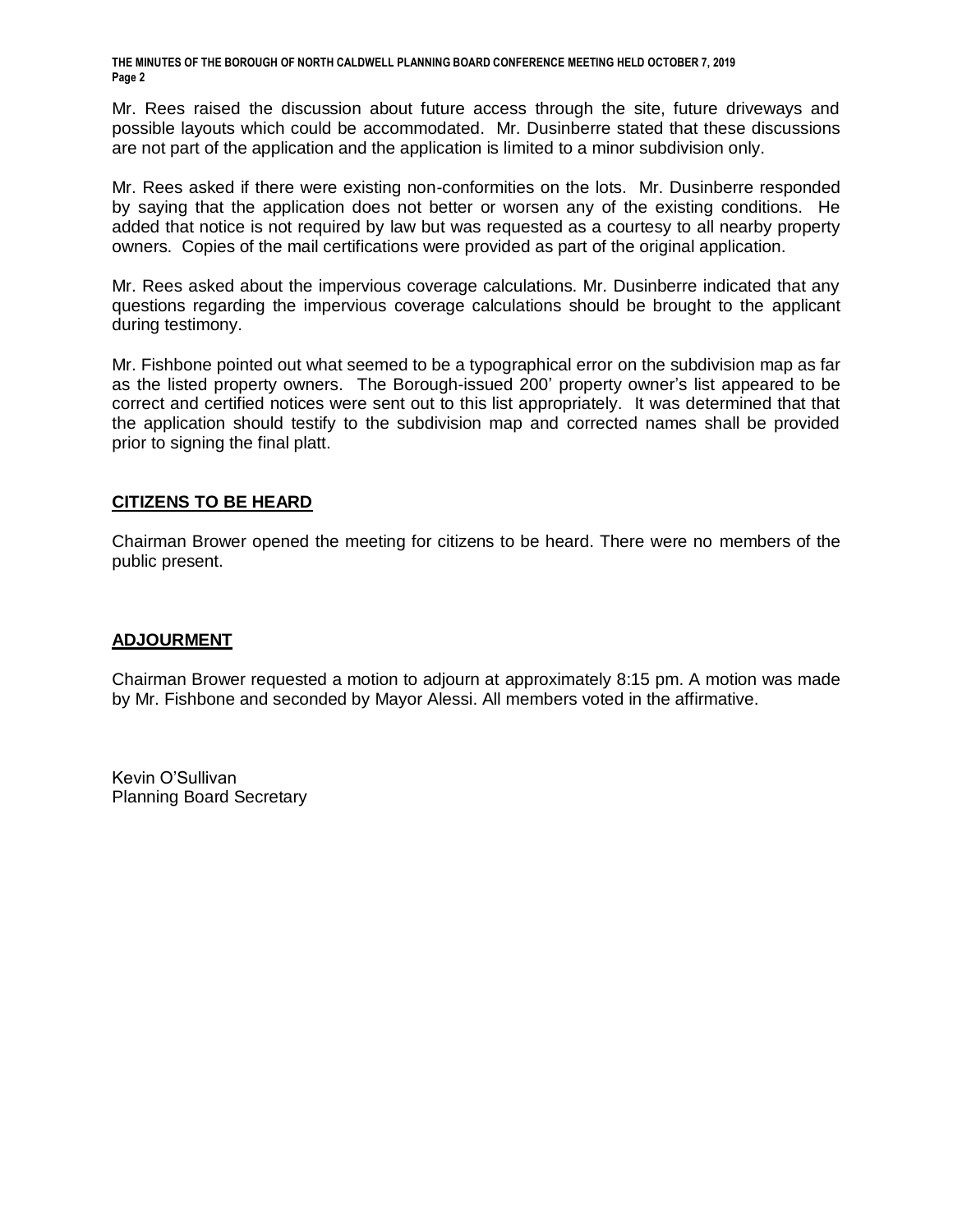Mr. Rees raised the discussion about future access through the site, future driveways and possible layouts which could be accommodated. Mr. Dusinberre stated that these discussions are not part of the application and the application is limited to a minor subdivision only.

Mr. Rees asked if there were existing non-conformities on the lots. Mr. Dusinberre responded by saying that the application does not better or worsen any of the existing conditions. He added that notice is not required by law but was requested as a courtesy to all nearby property owners. Copies of the mail certifications were provided as part of the original application.

Mr. Rees asked about the impervious coverage calculations. Mr. Dusinberre indicated that any questions regarding the impervious coverage calculations should be brought to the applicant during testimony.

Mr. Fishbone pointed out what seemed to be a typographical error on the subdivision map as far as the listed property owners. The Borough-issued 200' property owner's list appeared to be correct and certified notices were sent out to this list appropriately. It was determined that that the application should testify to the subdivision map and corrected names shall be provided prior to signing the final platt.

## CITIZENS TO BE HEARD

Chairman Brower opened the meeting for citizens to be heard. There were no members of the public present.

## ADJOURMENT

Chairman Brower requested a motion to adjourn at approximately 8:15 pm. A motion was made by Mr. Fishbone and seconded by Mayor Alessi. All members voted in the affirmative.

Kevin O'Sullivan
Planning Board Secretary